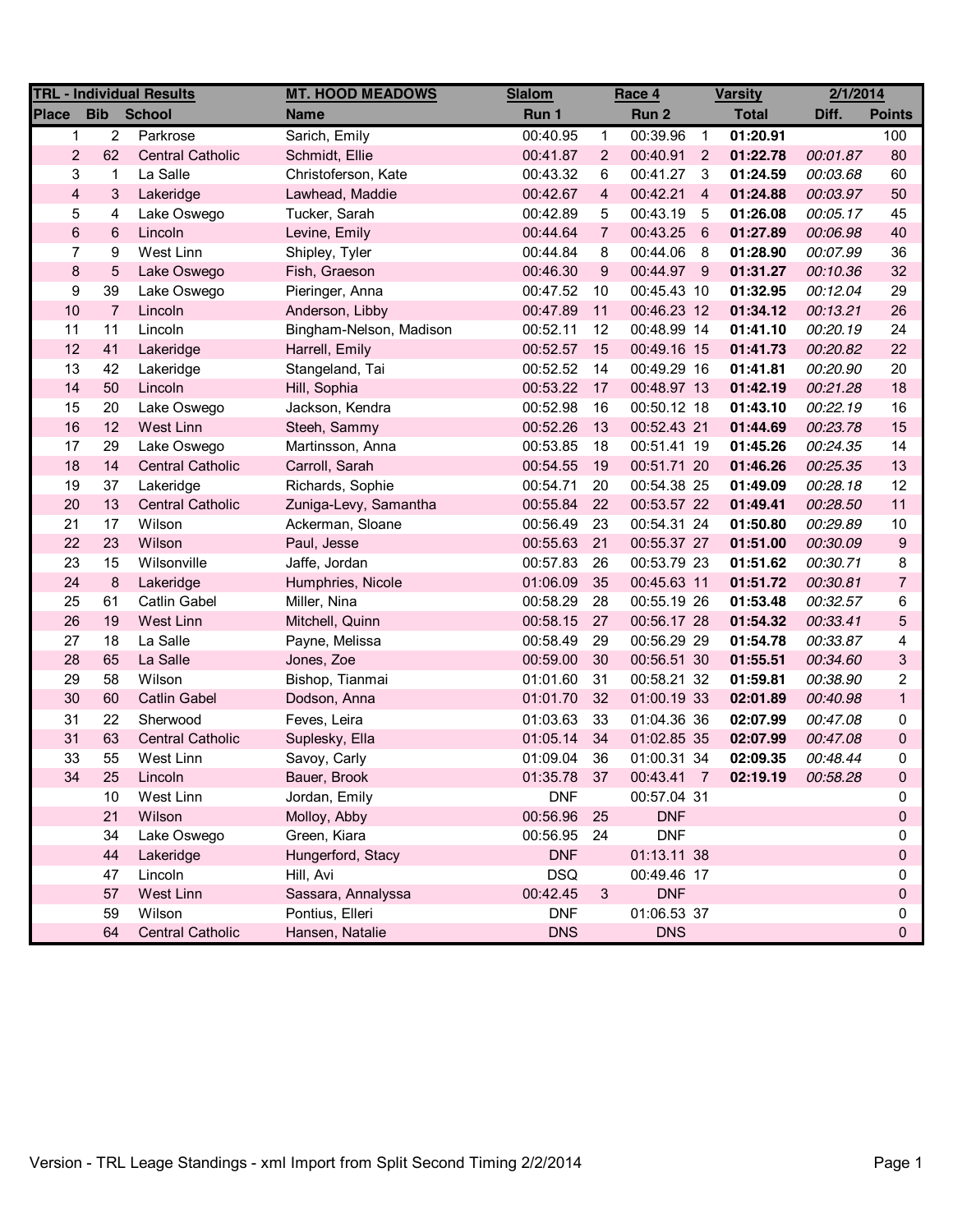| TRL - Individual Results | | | MT. HOOD MEADOWS | Slalom | | Race 4 | | Varsity | 2/1/2014 | |
|---|---|---|---|---|---|---|---|---|---|---|
| **Place** | **Bib** | **School** | **Name** | **Run 1** | | **Run 2** | | **Total** | **Diff.** | **Points** |
| 1 | 2 | Parkrose | Sarich, Emily | 00:40.95 | 1 | 00:39.96 | 1 | **01:20.91** | | 100 |
| 2 | 62 | Central Catholic | Schmidt, Ellie | 00:41.87 | 2 | 00:40.91 | 2 | **01:22.78** | *00:01.87* | 80 |
| 3 | 1 | La Salle | Christoferson, Kate | 00:43.32 | 6 | 00:41.27 | 3 | **01:24.59** | *00:03.68* | 60 |
| 4 | 3 | Lakeridge | Lawhead, Maddie | 00:42.67 | 4 | 00:42.21 | 4 | **01:24.88** | *00:03.97* | 50 |
| 5 | 4 | Lake Oswego | Tucker, Sarah | 00:42.89 | 5 | 00:43.19 | 5 | **01:26.08** | *00:05.17* | 45 |
| 6 | 6 | Lincoln | Levine, Emily | 00:44.64 | 7 | 00:43.25 | 6 | **01:27.89** | *00:06.98* | 40 |
| 7 | 9 | West Linn | Shipley, Tyler | 00:44.84 | 8 | 00:44.06 | 8 | **01:28.90** | *00:07.99* | 36 |
| 8 | 5 | Lake Oswego | Fish, Graeson | 00:46.30 | 9 | 00:44.97 | 9 | **01:31.27** | *00:10.36* | 32 |
| 9 | 39 | Lake Oswego | Pieringer, Anna | 00:47.52 | 10 | 00:45.43 | 10 | **01:32.95** | *00:12.04* | 29 |
| 10 | 7 | Lincoln | Anderson, Libby | 00:47.89 | 11 | 00:46.23 | 12 | **01:34.12** | *00:13.21* | 26 |
| 11 | 11 | Lincoln | Bingham-Nelson, Madison | 00:52.11 | 12 | 00:48.99 | 14 | **01:41.10** | *00:20.19* | 24 |
| 12 | 41 | Lakeridge | Harrell, Emily | 00:52.57 | 15 | 00:49.16 | 15 | **01:41.73** | *00:20.82* | 22 |
| 13 | 42 | Lakeridge | Stangeland, Tai | 00:52.52 | 14 | 00:49.29 | 16 | **01:41.81** | *00:20.90* | 20 |
| 14 | 50 | Lincoln | Hill, Sophia | 00:53.22 | 17 | 00:48.97 | 13 | **01:42.19** | *00:21.28* | 18 |
| 15 | 20 | Lake Oswego | Jackson, Kendra | 00:52.98 | 16 | 00:50.12 | 18 | **01:43.10** | *00:22.19* | 16 |
| 16 | 12 | West Linn | Steeh, Sammy | 00:52.26 | 13 | 00:52.43 | 21 | **01:44.69** | *00:23.78* | 15 |
| 17 | 29 | Lake Oswego | Martinsson, Anna | 00:53.85 | 18 | 00:51.41 | 19 | **01:45.26** | *00:24.35* | 14 |
| 18 | 14 | Central Catholic | Carroll, Sarah | 00:54.55 | 19 | 00:51.71 | 20 | **01:46.26** | *00:25.35* | 13 |
| 19 | 37 | Lakeridge | Richards, Sophie | 00:54.71 | 20 | 00:54.38 | 25 | **01:49.09** | *00:28.18* | 12 |
| 20 | 13 | Central Catholic | Zuniga-Levy, Samantha | 00:55.84 | 22 | 00:53.57 | 22 | **01:49.41** | *00:28.50* | 11 |
| 21 | 17 | Wilson | Ackerman, Sloane | 00:56.49 | 23 | 00:54.31 | 24 | **01:50.80** | *00:29.89* | 10 |
| 22 | 23 | Wilson | Paul, Jesse | 00:55.63 | 21 | 00:55.37 | 27 | **01:51.00** | *00:30.09* | 9 |
| 23 | 15 | Wilsonville | Jaffe, Jordan | 00:57.83 | 26 | 00:53.79 | 23 | **01:51.62** | *00:30.71* | 8 |
| 24 | 8 | Lakeridge | Humphries, Nicole | 01:06.09 | 35 | 00:45.63 | 11 | **01:51.72** | *00:30.81* | 7 |
| 25 | 61 | Catlin Gabel | Miller, Nina | 00:58.29 | 28 | 00:55.19 | 26 | **01:53.48** | *00:32.57* | 6 |
| 26 | 19 | West Linn | Mitchell, Quinn | 00:58.15 | 27 | 00:56.17 | 28 | **01:54.32** | *00:33.41* | 5 |
| 27 | 18 | La Salle | Payne, Melissa | 00:58.49 | 29 | 00:56.29 | 29 | **01:54.78** | *00:33.87* | 4 |
| 28 | 65 | La Salle | Jones, Zoe | 00:59.00 | 30 | 00:56.51 | 30 | **01:55.51** | *00:34.60* | 3 |
| 29 | 58 | Wilson | Bishop, Tianmai | 01:01.60 | 31 | 00:58.21 | 32 | **01:59.81** | *00:38.90* | 2 |
| 30 | 60 | Catlin Gabel | Dodson, Anna | 01:01.70 | 32 | 01:00.19 | 33 | **02:01.89** | *00:40.98* | 1 |
| 31 | 22 | Sherwood | Feves, Leira | 01:03.63 | 33 | 01:04.36 | 36 | **02:07.99** | *00:47.08* | 0 |
| 31 | 63 | Central Catholic | Suplesky, Ella | 01:05.14 | 34 | 01:02.85 | 35 | **02:07.99** | *00:47.08* | 0 |
| 33 | 55 | West Linn | Savoy, Carly | 01:09.04 | 36 | 01:00.31 | 34 | **02:09.35** | *00:48.44* | 0 |
| 34 | 25 | Lincoln | Bauer, Brook | 01:35.78 | 37 | 00:43.41 | 7 | **02:19.19** | *00:58.28* | 0 |
| | 10 | West Linn | Jordan, Emily | DNF | | 00:57.04 | 31 | | | 0 |
| | 21 | Wilson | Molloy, Abby | 00:56.96 | 25 | DNF | | | | 0 |
| | 34 | Lake Oswego | Green, Kiara | 00:56.95 | 24 | DNF | | | | 0 |
| | 44 | Lakeridge | Hungerford, Stacy | DNF | | 01:13.11 | 38 | | | 0 |
| | 47 | Lincoln | Hill, Avi | DSQ | | 00:49.46 | 17 | | | 0 |
| | 57 | West Linn | Sassara, Annalyssa | 00:42.45 | 3 | DNF | | | | 0 |
| | 59 | Wilson | Pontius, Elleri | DNF | | 01:06.53 | 37 | | | 0 |
| | 64 | Central Catholic | Hansen, Natalie | DNS | | DNS | | | | 0 |

Version - TRL Leage Standings - xml Import from Split Second Timing 2/2/2014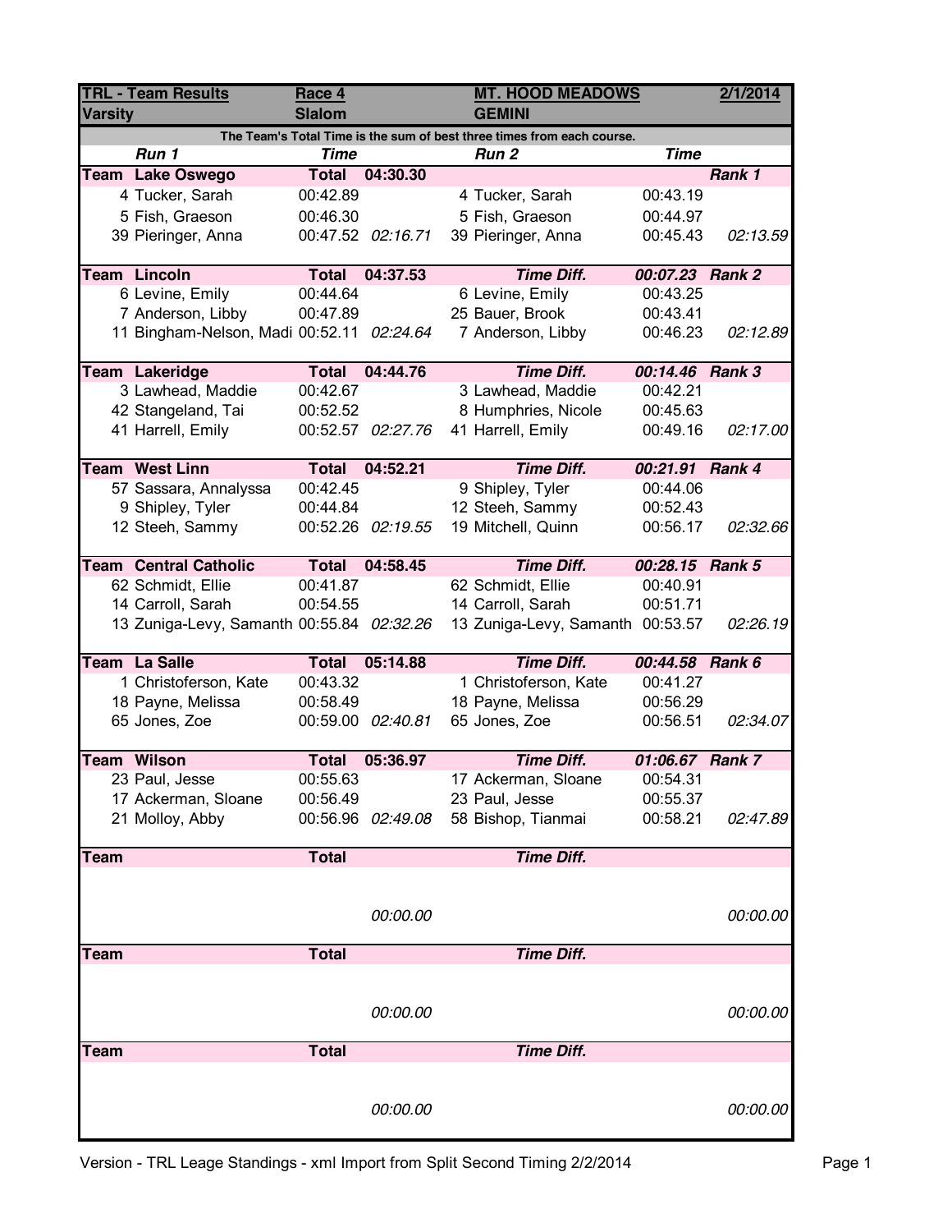| TRL - Team Results | Race 4 | | MT. HOOD MEADOWS | | 2/1/2014 |
|---|---|---|---|---|---|
| Varsity | Slalom | | GEMINI | | |
| The Team's Total Time is the sum of best three times from each course. | | | | | |
| *Run 1* | *Time* | | *Run 2* | *Time* | |
| **Team Lake Oswego** | **Total** | **04:30.30** | | | ***Rank 1*** |
| 4 Tucker, Sarah | 00:42.89 | | 4 Tucker, Sarah | 00:43.19 | |
| 5 Fish, Graeson | 00:46.30 | | 5 Fish, Graeson | 00:44.97 | |
| 39 Pieringer, Anna | 00:47.52 | *02:16.71* | 39 Pieringer, Anna | 00:45.43 | *02:13.59* |
| **Team Lincoln** | **Total** | **04:37.53** | ***Time Diff.*** | ***00:07.23*** | ***Rank 2*** |
| 6 Levine, Emily | 00:44.64 | | 6 Levine, Emily | 00:43.25 | |
| 7 Anderson, Libby | 00:47.89 | | 25 Bauer, Brook | 00:43.41 | |
| 11 Bingham-Nelson, Madi | 00:52.11 | *02:24.64* | 7 Anderson, Libby | 00:46.23 | *02:12.89* |
| **Team Lakeridge** | **Total** | **04:44.76** | ***Time Diff.*** | ***00:14.46*** | ***Rank 3*** |
| 3 Lawhead, Maddie | 00:42.67 | | 3 Lawhead, Maddie | 00:42.21 | |
| 42 Stangeland, Tai | 00:52.52 | | 8 Humphries, Nicole | 00:45.63 | |
| 41 Harrell, Emily | 00:52.57 | *02:27.76* | 41 Harrell, Emily | 00:49.16 | *02:17.00* |
| **Team West Linn** | **Total** | **04:52.21** | ***Time Diff.*** | ***00:21.91*** | ***Rank 4*** |
| 57 Sassara, Annalyssa | 00:42.45 | | 9 Shipley, Tyler | 00:44.06 | |
| 9 Shipley, Tyler | 00:44.84 | | 12 Steeh, Sammy | 00:52.43 | |
| 12 Steeh, Sammy | 00:52.26 | *02:19.55* | 19 Mitchell, Quinn | 00:56.17 | *02:32.66* |
| **Team Central Catholic** | **Total** | **04:58.45** | ***Time Diff.*** | ***00:28.15*** | ***Rank 5*** |
| 62 Schmidt, Ellie | 00:41.87 | | 62 Schmidt, Ellie | 00:40.91 | |
| 14 Carroll, Sarah | 00:54.55 | | 14 Carroll, Sarah | 00:51.71 | |
| 13 Zuniga-Levy, Samanth | 00:55.84 | *02:32.26* | 13 Zuniga-Levy, Samanth | 00:53.57 | *02:26.19* |
| **Team La Salle** | **Total** | **05:14.88** | ***Time Diff.*** | ***00:44.58*** | ***Rank 6*** |
| 1 Christoferson, Kate | 00:43.32 | | 1 Christoferson, Kate | 00:41.27 | |
| 18 Payne, Melissa | 00:58.49 | | 18 Payne, Melissa | 00:56.29 | |
| 65 Jones, Zoe | 00:59.00 | *02:40.81* | 65 Jones, Zoe | 00:56.51 | *02:34.07* |
| **Team Wilson** | **Total** | **05:36.97** | ***Time Diff.*** | ***01:06.67*** | ***Rank 7*** |
| 23 Paul, Jesse | 00:55.63 | | 17 Ackerman, Sloane | 00:54.31 | |
| 17 Ackerman, Sloane | 00:56.49 | | 23 Paul, Jesse | 00:55.37 | |
| 21 Molloy, Abby | 00:56.96 | *02:49.08* | 58 Bishop, Tianmai | 00:58.21 | *02:47.89* |
| **Team** | **Total** | | ***Time Diff.*** | | |
| | | *00:00.00* | | | *00:00.00* |
| **Team** | **Total** | | ***Time Diff.*** | | |
| | | *00:00.00* | | | *00:00.00* |
| **Team** | **Total** | | ***Time Diff.*** | | |
| | | *00:00.00* | | | *00:00.00* |

Version - TRL Leage Standings - xml Import from Split Second Timing 2/2/2014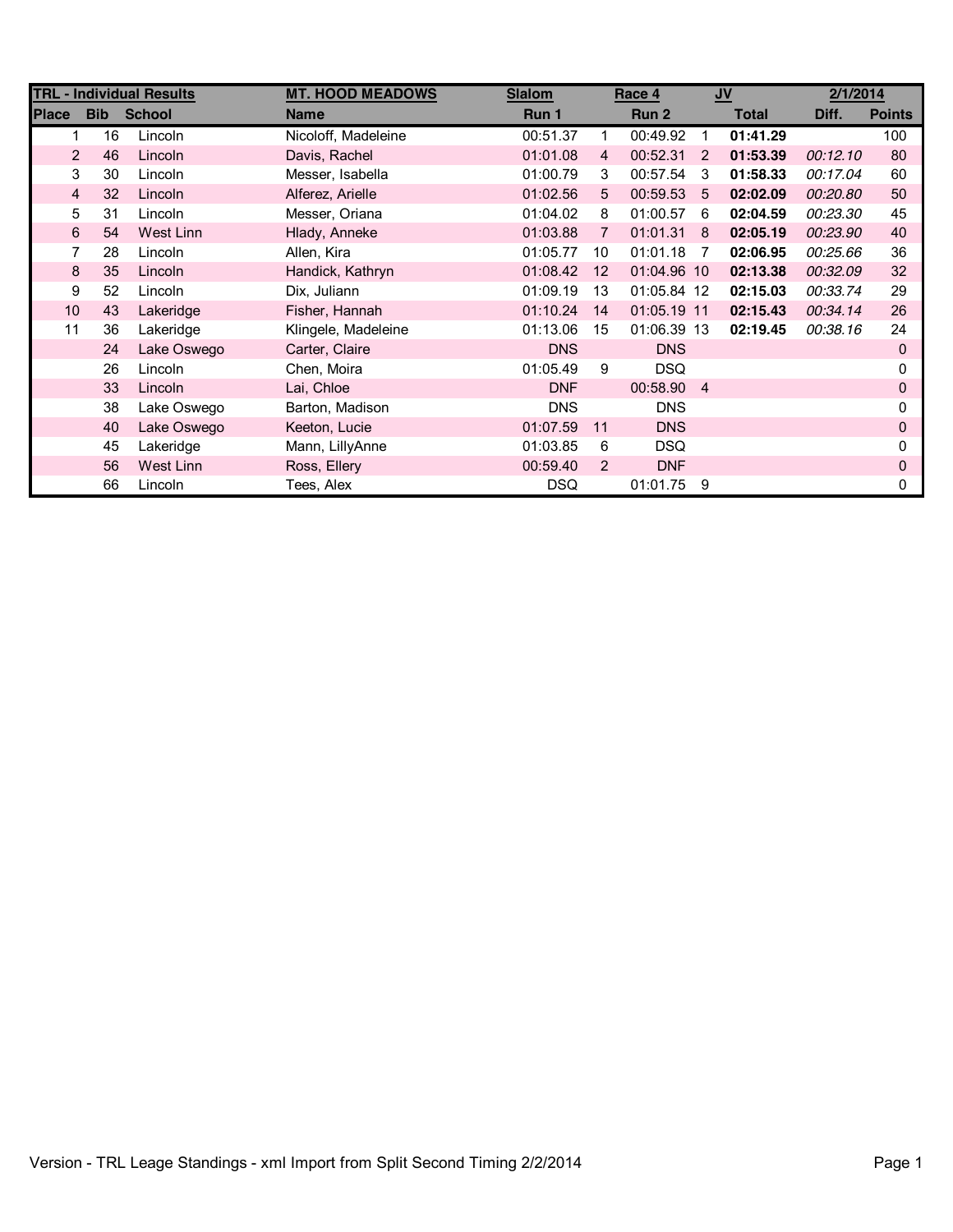| TRL - Individual Results | | | MT. HOOD MEADOWS | Slalom | | Race 4 | | JV | | 2/1/2014 |
|---|---|---|---|---|---|---|---|---|---|---|
| **Place** | **Bib** | **School** | **Name** | **Run 1** | | **Run 2** | | **Total** | **Diff.** | **Points** |
| 1 | 16 | Lincoln | Nicoloff, Madeleine | 00:51.37 | 1 | 00:49.92 | 1 | **01:41.29** | | 100 |
| 2 | 46 | Lincoln | Davis, Rachel | 01:01.08 | 4 | 00:52.31 | 2 | **01:53.39** | *00:12.10* | 80 |
| 3 | 30 | Lincoln | Messer, Isabella | 01:00.79 | 3 | 00:57.54 | 3 | **01:58.33** | *00:17.04* | 60 |
| 4 | 32 | Lincoln | Alferez, Arielle | 01:02.56 | 5 | 00:59.53 | 5 | **02:02.09** | *00:20.80* | 50 |
| 5 | 31 | Lincoln | Messer, Oriana | 01:04.02 | 8 | 01:00.57 | 6 | **02:04.59** | *00:23.30* | 45 |
| 6 | 54 | West Linn | Hlady, Anneke | 01:03.88 | 7 | 01:01.31 | 8 | **02:05.19** | *00:23.90* | 40 |
| 7 | 28 | Lincoln | Allen, Kira | 01:05.77 | 10 | 01:01.18 | 7 | **02:06.95** | *00:25.66* | 36 |
| 8 | 35 | Lincoln | Handick, Kathryn | 01:08.42 | 12 | 01:04.96 | 10 | **02:13.38** | *00:32.09* | 32 |
| 9 | 52 | Lincoln | Dix, Juliann | 01:09.19 | 13 | 01:05.84 | 12 | **02:15.03** | *00:33.74* | 29 |
| 10 | 43 | Lakeridge | Fisher, Hannah | 01:10.24 | 14 | 01:05.19 | 11 | **02:15.43** | *00:34.14* | 26 |
| 11 | 36 | Lakeridge | Klingele, Madeleine | 01:13.06 | 15 | 01:06.39 | 13 | **02:19.45** | *00:38.16* | 24 |
| | 24 | Lake Oswego | Carter, Claire | DNS | | DNS | | | | 0 |
| | 26 | Lincoln | Chen, Moira | 01:05.49 | 9 | DSQ | | | | 0 |
| | 33 | Lincoln | Lai, Chloe | DNF | | 00:58.90 | 4 | | | 0 |
| | 38 | Lake Oswego | Barton, Madison | DNS | | DNS | | | | 0 |
| | 40 | Lake Oswego | Keeton, Lucie | 01:07.59 | 11 | DNS | | | | 0 |
| | 45 | Lakeridge | Mann, LillyAnne | 01:03.85 | 6 | DSQ | | | | 0 |
| | 56 | West Linn | Ross, Ellery | 00:59.40 | 2 | DNF | | | | 0 |
| | 66 | Lincoln | Tees, Alex | DSQ | | 01:01.75 | 9 | | | 0 |

Version - TRL Leage Standings - xml Import from Split Second Timing 2/2/2014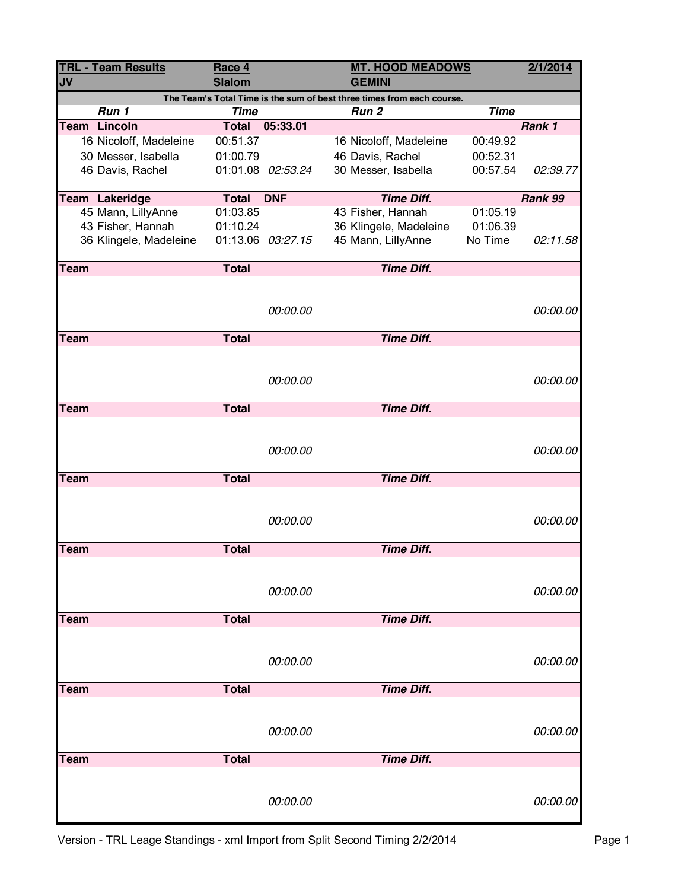| TRL - Team Results | Race 4 | | MT. HOOD MEADOWS | | 2/1/2014 |
|---|---|---|---|---|---|
| JV | Slalom | | GEMINI | | |
| The Team's Total Time is the sum of best three times from each course. | | | | | |
| *Run 1* | *Time* | | *Run 2* | *Time* | |
| **Team Lincoln** | **Total** | **05:33.01** | | | ***Rank 1*** |
| 16 Nicoloff, Madeleine | 00:51.37 | | 16 Nicoloff, Madeleine | 00:49.92 | |
| 30 Messer, Isabella | 01:00.79 | | 46 Davis, Rachel | 00:52.31 | |
| 46 Davis, Rachel | 01:01.08 | *02:53.24* | 30 Messer, Isabella | 00:57.54 | *02:39.77* |
| **Team Lakeridge** | **Total** | **DNF** | ***Time Diff.*** | | ***Rank 99*** |
| 45 Mann, LillyAnne | 01:03.85 | | 43 Fisher, Hannah | 01:05.19 | |
| 43 Fisher, Hannah | 01:10.24 | | 36 Klingele, Madeleine | 01:06.39 | |
| 36 Klingele, Madeleine | 01:13.06 | *03:27.15* | 45 Mann, LillyAnne | No Time | *02:11.58* |
| **Team** | **Total** | | ***Time Diff.*** | | |
| | | *00:00.00* | | | *00:00.00* |
| **Team** | **Total** | | ***Time Diff.*** | | |
| | | *00:00.00* | | | *00:00.00* |
| **Team** | **Total** | | ***Time Diff.*** | | |
| | | *00:00.00* | | | *00:00.00* |
| **Team** | **Total** | | ***Time Diff.*** | | |
| | | *00:00.00* | | | *00:00.00* |
| **Team** | **Total** | | ***Time Diff.*** | | |
| | | *00:00.00* | | | *00:00.00* |
| **Team** | **Total** | | ***Time Diff.*** | | |
| | | *00:00.00* | | | *00:00.00* |
| **Team** | **Total** | | ***Time Diff.*** | | |
| | | *00:00.00* | | | *00:00.00* |
| **Team** | **Total** | | ***Time Diff.*** | | |
| | | *00:00.00* | | | *00:00.00* |

Version - TRL Leage Standings - xml Import from Split Second Timing 2/2/2014